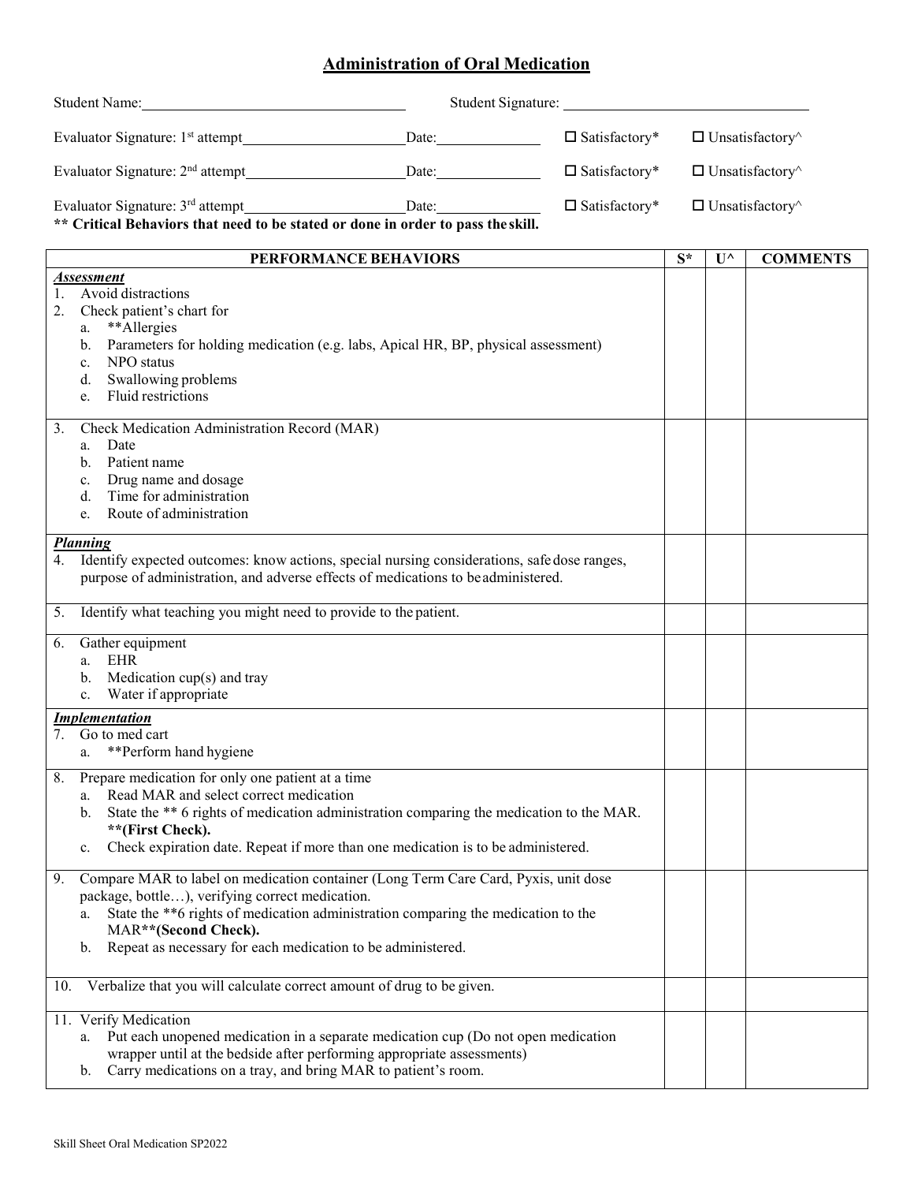## Administration of Oral Medication

Student Name: \_\_\_\_\_\_\_\_\_\_\_\_\_\_\_\_\_\_\_\_ Student Signature: \_\_\_\_\_\_\_\_\_\_\_\_\_\_\_\_\_\_\_\_

Evaluator Signature: 1st attempt \_\_\_\_\_\_\_\_\_\_\_\_\_\_\_\_ Date: \_\_\_\_\_\_\_\_\_\_ ☐ Satisfactory* ☐ Unsatisfactory^

Evaluator Signature: 2nd attempt \_\_\_\_\_\_\_\_\_\_\_\_\_\_\_\_ Date: \_\_\_\_\_\_\_\_\_\_ ☐ Satisfactory* ☐ Unsatisfactory^

Evaluator Signature: 3rd attempt \_\_\_\_\_\_\_\_\_\_\_\_\_\_\_\_ Date: \_\_\_\_\_\_\_\_\_\_ ☐ Satisfactory* ☐ Unsatisfactory^

**\*\* Critical Behaviors that need to be stated or done in order to pass the skill.**

| PERFORMANCE BEHAVIORS | S* | U^ | COMMENTS |
|---|---|---|---|
| ***Assessment***<br>1. Avoid distractions<br>2. Check patient's chart for<br>a. **Allergies<br>b. Parameters for holding medication (e.g. labs, Apical HR, BP, physical assessment)<br>c. NPO status<br>d. Swallowing problems<br>e. Fluid restrictions | | | |
| 3. Check Medication Administration Record (MAR)<br>a. Date<br>b. Patient name<br>c. Drug name and dosage<br>d. Time for administration<br>e. Route of administration | | | |
| ***Planning***<br>4. Identify expected outcomes: know actions, special nursing considerations, safe dose ranges, purpose of administration, and adverse effects of medications to be administered. | | | |
| 5. Identify what teaching you might need to provide to the patient. | | | |
| 6. Gather equipment<br>a. EHR<br>b. Medication cup(s) and tray<br>c. Water if appropriate | | | |
| ***Implementation***<br>7. Go to med cart<br>a. **Perform hand hygiene | | | |
| 8. Prepare medication for only one patient at a time<br>a. Read MAR and select correct medication<br>b. State the ** 6 rights of medication administration comparing the medication to the MAR. **\*\*(First Check).**<br>c. Check expiration date. Repeat if more than one medication is to be administered. | | | |
| 9. Compare MAR to label on medication container (Long Term Care Card, Pyxis, unit dose package, bottle…), verifying correct medication.<br>a. State the **6 rights of medication administration comparing the medication to the MAR**\*\*(Second Check).**<br>b. Repeat as necessary for each medication to be administered. | | | |
| 10. Verbalize that you will calculate correct amount of drug to be given. | | | |
| 11. Verify Medication<br>a. Put each unopened medication in a separate medication cup (Do not open medication wrapper until at the bedside after performing appropriate assessments)<br>b. Carry medications on a tray, and bring MAR to patient's room. | | | |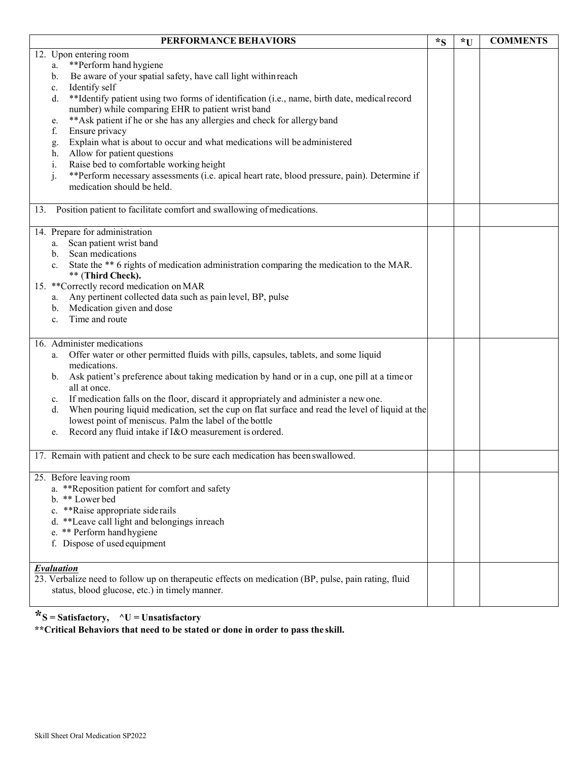| PERFORMANCE BEHAVIORS | *S | *U | COMMENTS |
|---|---|---|---|
| 12. Upon entering room<br>a. **Perform hand hygiene<br>b. Be aware of your spatial safety, have call light within reach<br>c. Identify self<br>d. **Identify patient using two forms of identification (i.e., name, birth date, medical record number) while comparing EHR to patient wrist band<br>e. **Ask patient if he or she has any allergies and check for allergy band<br>f. Ensure privacy<br>g. Explain what is about to occur and what medications will be administered<br>h. Allow for patient questions<br>i. Raise bed to comfortable working height<br>j. **Perform necessary assessments (i.e. apical heart rate, blood pressure, pain). Determine if medication should be held. | | | |
| 13. Position patient to facilitate comfort and swallowing of medications. | | | |
| 14. Prepare for administration<br>a. Scan patient wrist band<br>b. Scan medications<br>c. State the ** 6 rights of medication administration comparing the medication to the MAR. ** (**Third Check).**<br>15. **Correctly record medication on MAR<br>a. Any pertinent collected data such as pain level, BP, pulse<br>b. Medication given and dose<br>c. Time and route | | | |
| 16. Administer medications<br>a. Offer water or other permitted fluids with pills, capsules, tablets, and some liquid medications.<br>b. Ask patient's preference about taking medication by hand or in a cup, one pill at a time or all at once.<br>c. If medication falls on the floor, discard it appropriately and administer a new one.<br>d. When pouring liquid medication, set the cup on flat surface and read the level of liquid at the lowest point of meniscus. Palm the label of the bottle<br>e. Record any fluid intake if I&O measurement is ordered. | | | |
| 17. Remain with patient and check to be sure each medication has been swallowed. | | | |
| 25. Before leaving room<br>a. **Reposition patient for comfort and safety<br>b. ** Lower bed<br>c. **Raise appropriate side rails<br>d. **Leave call light and belongings in reach<br>e. ** Perform hand hygiene<br>f. Dispose of used equipment | | | |
| ***Evaluation***<br>23. Verbalize need to follow up on therapeutic effects on medication (BP, pulse, pain rating, fluid status, blood glucose, etc.) in timely manner. | | | |

**\*S = Satisfactory, ^U = Unsatisfactory**

****Critical Behaviors that need to be stated or done in order to pass the skill.**

Skill Sheet Oral Medication SP2022